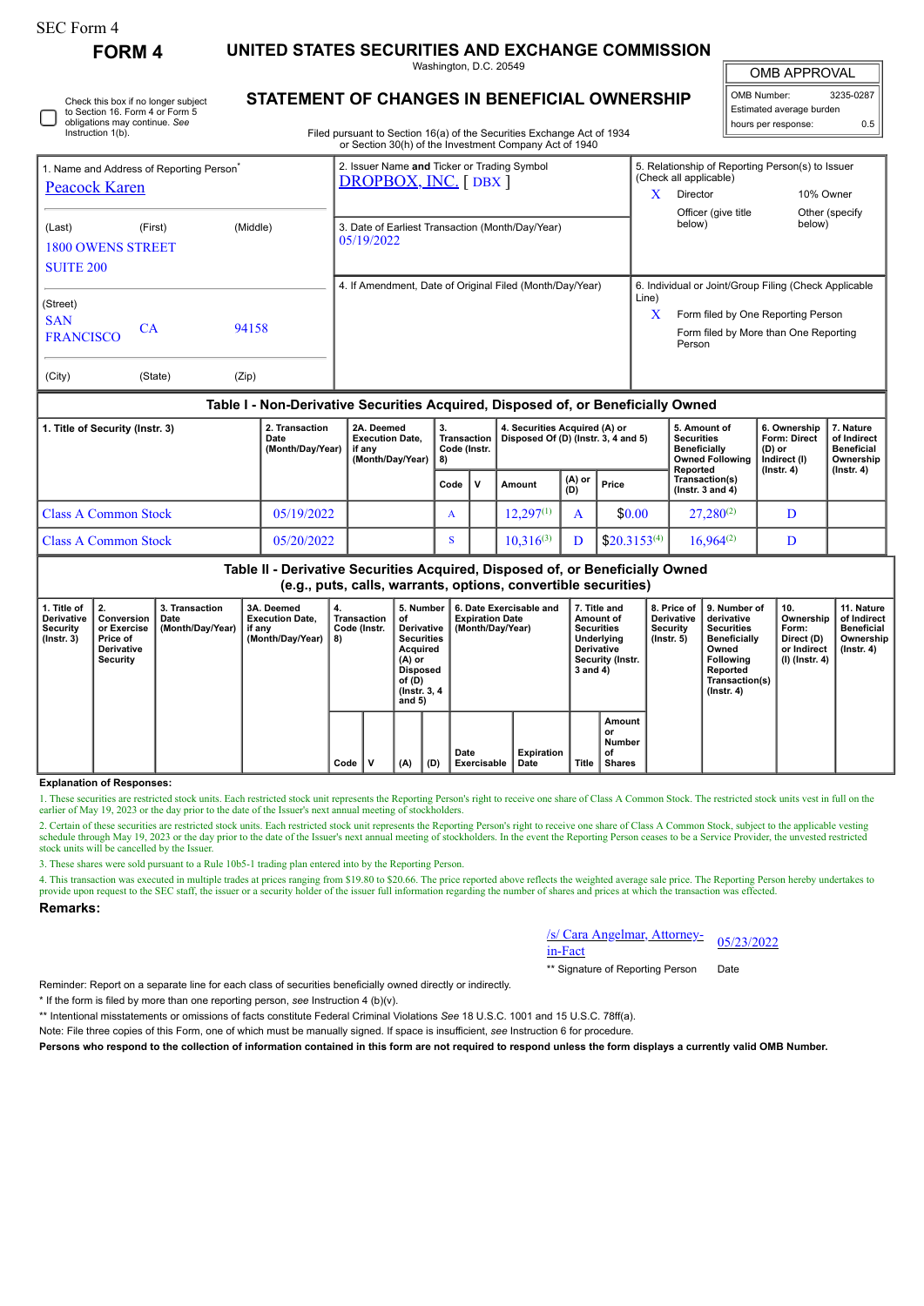SEC Form 4

# FORM 4

## UNITED STATES SECURITIES AND EXCHANGE COMMISSION

Washington, D.C. 20549

## STATEMENT OF CHANGES IN BENEFICIAL OWNERSHIP

Filed pursuant to Section 16(a) of the Securities Exchange Act of 1934 or Section 30(h) of the Investment Company Act of 1940

| OMB APPROVAL | |
|---|---|
| OMB Number: | 3235-0287 |
| Estimated average burden | |
| hours per response: | 0.5 |

☐ Check this box if no longer subject to Section 16. Form 4 or Form 5 obligations may continue. *See* Instruction 1(b).

**1. Name and Address of Reporting Person***

Peacock Karen

(Last) (First) (Middle)

1800 OWENS STREET
SUITE 200

(Street)

SAN FRANCISCO CA 94158

(City) (State) (Zip)

**2. Issuer Name and Ticker or Trading Symbol**

DROPBOX, INC. [ DBX ]

**3. Date of Earliest Transaction (Month/Day/Year)**

05/19/2022

**4. If Amendment, Date of Original Filed (Month/Day/Year)**

**5. Relationship of Reporting Person(s) to Issuer (Check all applicable)**

X Director

10% Owner

Officer (give title below)

Other (specify below)

**6. Individual or Joint/Group Filing (Check Applicable Line)**

X Form filed by One Reporting Person

Form filed by More than One Reporting Person

### Table I - Non-Derivative Securities Acquired, Disposed of, or Beneficially Owned

| 1. Title of Security (Instr. 3) | 2. Transaction Date (Month/Day/Year) | 2A. Deemed Execution Date, if any (Month/Day/Year) | 3. Transaction Code (Instr. 8) | | 4. Securities Acquired (A) or Disposed Of (D) (Instr. 3, 4 and 5) | | | 5. Amount of Securities Beneficially Owned Following Reported Transaction(s) (Instr. 3 and 4) | 6. Ownership Form: Direct (D) or Indirect (I) (Instr. 4) | 7. Nature of Indirect Beneficial Ownership (Instr. 4) |
|---|---|---|---|---|---|---|---|---|---|---|
| | | | Code | V | Amount | (A) or (D) | Price | | | |
| Class A Common Stock | 05/19/2022 | | A | | 12,297[(1)] | A | $0.00 | 27,280[(2)] | D | |
| Class A Common Stock | 05/20/2022 | | S | | 10,316[(3)] | D | $20.3153[(4)] | 16,964[(2)] | D | |

### Table II - Derivative Securities Acquired, Disposed of, or Beneficially Owned (e.g., puts, calls, warrants, options, convertible securities)

| 1. Title of Derivative Security (Instr. 3) | 2. Conversion or Exercise Price of Derivative Security | 3. Transaction Date (Month/Day/Year) | 3A. Deemed Execution Date, if any (Month/Day/Year) | 4. Transaction Code (Instr. 8) | | 5. Number of Derivative Securities Acquired (A) or Disposed of (D) (Instr. 3, 4 and 5) | | 6. Date Exercisable and Expiration Date (Month/Day/Year) | | 7. Title and Amount of Securities Underlying Derivative Security (Instr. 3 and 4) | | 8. Price of Derivative Security (Instr. 5) | 9. Number of derivative Securities Beneficially Owned Following Reported Transaction(s) (Instr. 4) | 10. Ownership Form: Direct (D) or Indirect (I) (Instr. 4) | 11. Nature of Indirect Beneficial Ownership (Instr. 4) |
|---|---|---|---|---|---|---|---|---|---|---|---|---|---|---|---|
| | | | | Code | V | (A) | (D) | Date Exercisable | Expiration Date | Title | Amount or Number of Shares | | | | |

**Explanation of Responses:**

1. These securities are restricted stock units. Each restricted stock unit represents the Reporting Person's right to receive one share of Class A Common Stock. The restricted stock units vest in full on the earlier of May 19, 2023 or the day prior to the date of the Issuer's next annual meeting of stockholders.

2. Certain of these securities are restricted stock units. Each restricted stock unit represents the Reporting Person's right to receive one share of Class A Common Stock, subject to the applicable vesting schedule through May 19, 2023 or the day prior to the date of the Issuer's next annual meeting of stockholders. In the event the Reporting Person ceases to be a Service Provider, the unvested restricted stock units will be cancelled by the Issuer.

3. These shares were sold pursuant to a Rule 10b5-1 trading plan entered into by the Reporting Person.

4. This transaction was executed in multiple trades at prices ranging from $19.80 to $20.66. The price reported above reflects the weighted average sale price. The Reporting Person hereby undertakes to provide upon request to the SEC staff, the issuer or a security holder of the issuer full information regarding the number of shares and prices at which the transaction was effected.

**Remarks:**

/s/ Cara Angelmar, Attorney-in-Fact 05/23/2022

** Signature of Reporting Person Date

Reminder: Report on a separate line for each class of securities beneficially owned directly or indirectly.

* If the form is filed by more than one reporting person, *see* Instruction 4 (b)(v).

** Intentional misstatements or omissions of facts constitute Federal Criminal Violations *See* 18 U.S.C. 1001 and 15 U.S.C. 78ff(a).

Note: File three copies of this Form, one of which must be manually signed. If space is insufficient, *see* Instruction 6 for procedure.

**Persons who respond to the collection of information contained in this form are not required to respond unless the form displays a currently valid OMB Number.**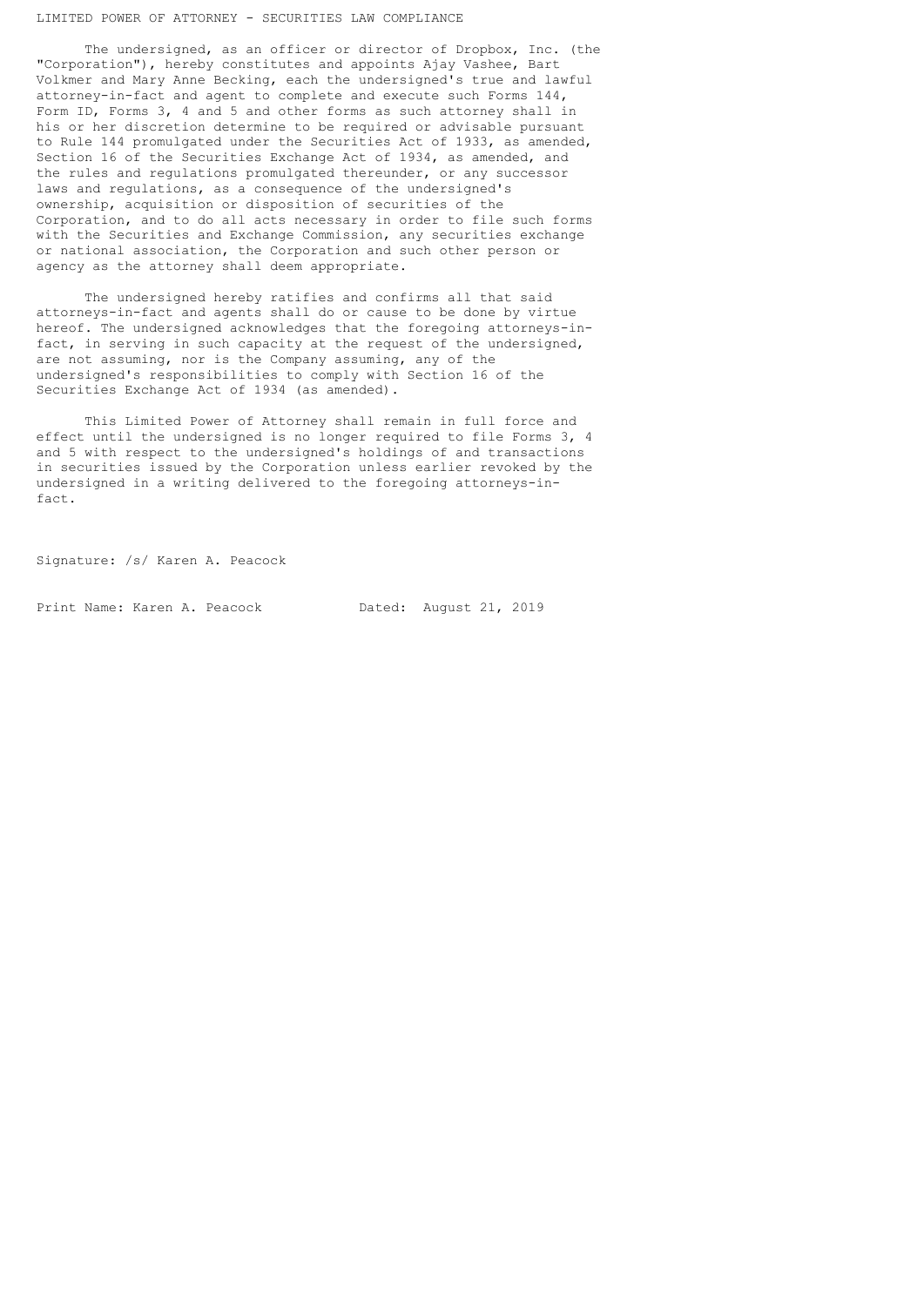# LIMITED POWER OF ATTORNEY - SECURITIES LAW COMPLIANCE

The undersigned, as an officer or director of Dropbox, Inc. (the "Corporation"), hereby constitutes and appoints Ajay Vashee, Bart Volkmer and Mary Anne Becking, each the undersigned's true and lawful attorney-in-fact and agent to complete and execute such Forms 144, Form ID, Forms 3, 4 and 5 and other forms as such attorney shall in his or her discretion determine to be required or advisable pursuant to Rule 144 promulgated under the Securities Act of 1933, as amended, Section 16 of the Securities Exchange Act of 1934, as amended, and the rules and regulations promulgated thereunder, or any successor laws and regulations, as a consequence of the undersigned's ownership, acquisition or disposition of securities of the Corporation, and to do all acts necessary in order to file such forms with the Securities and Exchange Commission, any securities exchange or national association, the Corporation and such other person or agency as the attorney shall deem appropriate.

The undersigned hereby ratifies and confirms all that said attorneys-in-fact and agents shall do or cause to be done by virtue hereof. The undersigned acknowledges that the foregoing attorneys-in-fact, in serving in such capacity at the request of the undersigned, are not assuming, nor is the Company assuming, any of the undersigned's responsibilities to comply with Section 16 of the Securities Exchange Act of 1934 (as amended).

This Limited Power of Attorney shall remain in full force and effect until the undersigned is no longer required to file Forms 3, 4 and 5 with respect to the undersigned's holdings of and transactions in securities issued by the Corporation unless earlier revoked by the undersigned in a writing delivered to the foregoing attorneys-in-fact.

Signature: /s/ Karen A. Peacock

Print Name: Karen A. Peacock Dated: August 21, 2019